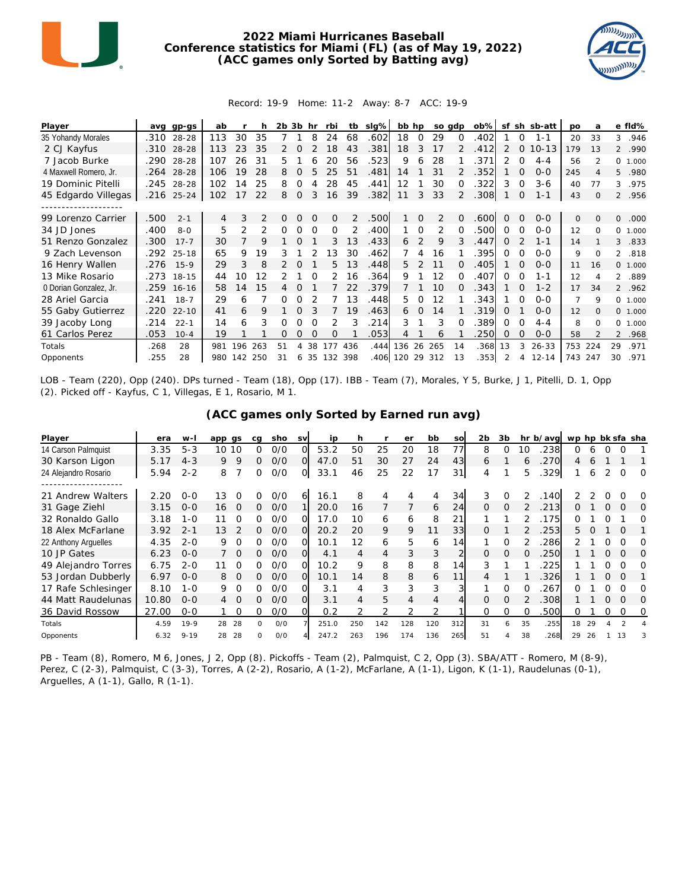# 2022 Miami Hurricanes Baseball
## Conference statistics for Miami (FL) (as of May 19, 2022)
## (ACC games only Sorted by Batting avg)

Record: 19-9 Home: 11-2 Away: 8-7 ACC: 19-9

| Player | avg | gp-gs | ab | r | h | 2b | 3b | hr | rbi | tb | slg% | bb | hp | so | gdp | ob% | sf | sh | sb-att | po | a | e | fld% |
|---|---|---|---|---|---|---|---|---|---|---|---|---|---|---|---|---|---|---|---|---|---|---|---|
| 35 Yohandy Morales | .310 | 28-28 | 113 | 30 | 35 | 7 | 1 | 8 | 24 | 68 | .602 | 18 | 0 | 29 | 0 | .402 | 1 | 0 | 1-1 | 20 | 33 | 3 | .946 |
| 2 CJ Kayfus | .310 | 28-28 | 113 | 23 | 35 | 2 | 0 | 2 | 18 | 43 | .381 | 18 | 3 | 17 | 2 | .412 | 2 | 0 | 10-13 | 179 | 13 | 2 | .990 |
| 7 Jacob Burke | .290 | 28-28 | 107 | 26 | 31 | 5 | 1 | 6 | 20 | 56 | .523 | 9 | 6 | 28 | 1 | .371 | 2 | 0 | 4-4 | 56 | 2 | 0 | 1.000 |
| 4 Maxwell Romero, Jr. | .264 | 28-28 | 106 | 19 | 28 | 8 | 0 | 5 | 25 | 51 | .481 | 14 | 1 | 31 | 2 | .352 | 1 | 0 | 0-0 | 245 | 4 | 5 | .980 |
| 19 Dominic Pitelli | .245 | 28-28 | 102 | 14 | 25 | 8 | 0 | 4 | 28 | 45 | .441 | 12 | 1 | 30 | 0 | .322 | 3 | 0 | 3-6 | 40 | 77 | 3 | .975 |
| 45 Edgardo Villegas | .216 | 25-24 | 102 | 17 | 22 | 8 | 0 | 3 | 16 | 39 | .382 | 11 | 3 | 33 | 2 | .308 | 1 | 0 | 1-1 | 43 | 0 | 2 | .956 |
| -------------------- | | | | | | | | | | | | | | | | | | | | | | | |
| 99 Lorenzo Carrier | .500 | 2-1 | 4 | 3 | 2 | 0 | 0 | 0 | 0 | 2 | .500 | 1 | 0 | 2 | 0 | .600 | 0 | 0 | 0-0 | 0 | 0 | 0 | .000 |
| 34 JD Jones | .400 | 8-0 | 5 | 2 | 2 | 0 | 0 | 0 | 0 | 2 | .400 | 1 | 0 | 2 | 0 | .500 | 0 | 0 | 0-0 | 12 | 0 | 0 | 1.000 |
| 51 Renzo Gonzalez | .300 | 17-7 | 30 | 7 | 9 | 1 | 0 | 1 | 3 | 13 | .433 | 6 | 2 | 9 | 3 | .447 | 0 | 2 | 1-1 | 14 | 1 | 3 | .833 |
| 9 Zach Levenson | .292 | 25-18 | 65 | 9 | 19 | 3 | 1 | 2 | 13 | 30 | .462 | 7 | 4 | 16 | 1 | .395 | 0 | 0 | 0-0 | 9 | 0 | 2 | .818 |
| 16 Henry Wallen | .276 | 15-9 | 29 | 3 | 8 | 2 | 0 | 1 | 5 | 13 | .448 | 5 | 2 | 11 | 0 | .405 | 1 | 0 | 0-0 | 11 | 16 | 0 | 1.000 |
| 13 Mike Rosario | .273 | 18-15 | 44 | 10 | 12 | 2 | 1 | 0 | 2 | 16 | .364 | 9 | 1 | 12 | 0 | .407 | 0 | 0 | 1-1 | 12 | 4 | 2 | .889 |
| 0 Dorian Gonzalez, Jr. | .259 | 16-16 | 58 | 14 | 15 | 4 | 0 | 1 | 7 | 22 | .379 | 7 | 1 | 10 | 0 | .343 | 1 | 0 | 1-2 | 17 | 34 | 2 | .962 |
| 28 Ariel Garcia | .241 | 18-7 | 29 | 6 | 7 | 0 | 0 | 2 | 7 | 13 | .448 | 5 | 0 | 12 | 1 | .343 | 1 | 0 | 0-0 | 7 | 9 | 0 | 1.000 |
| 55 Gaby Gutierrez | .220 | 22-10 | 41 | 6 | 9 | 1 | 0 | 3 | 7 | 19 | .463 | 6 | 0 | 14 | 1 | .319 | 0 | 1 | 0-0 | 12 | 0 | 0 | 1.000 |
| 39 Jacoby Long | .214 | 22-1 | 14 | 6 | 3 | 0 | 0 | 0 | 2 | 3 | .214 | 3 | 1 | 3 | 0 | .389 | 0 | 0 | 4-4 | 8 | 0 | 0 | 1.000 |
| 61 Carlos Perez | .053 | 10-4 | 19 | 1 | 1 | 0 | 0 | 0 | 0 | 1 | .053 | 4 | 1 | 6 | 1 | .250 | 0 | 0 | 0-0 | 58 | 2 | 2 | .968 |
| Totals | .268 | 28 | 981 | 196 | 263 | 51 | 4 | 38 | 177 | 436 | .444 | 136 | 26 | 265 | 14 | .368 | 13 | 3 | 26-33 | 753 | 224 | 29 | .971 |
| Opponents | .255 | 28 | 980 | 142 | 250 | 31 | 6 | 35 | 132 | 398 | .406 | 120 | 29 | 312 | 13 | .353 | 2 | 4 | 12-14 | 743 | 247 | 30 | .971 |

LOB - Team (220), Opp (240). DPs turned - Team (18), Opp (17). IBB - Team (7), Morales, Y 5, Burke, J 1, Pitelli, D. 1, Opp (2). Picked off - Kayfus, C 1, Villegas, E 1, Rosario, M 1.

## (ACC games only Sorted by Earned run avg)

| Player | era | w-l | app | gs | cg | sho | sv | ip | h | r | er | bb | so | 2b | 3b | hr | b/avg | wp | hp | bk | sfa | sha |
|---|---|---|---|---|---|---|---|---|---|---|---|---|---|---|---|---|---|---|---|---|---|---|
| 14 Carson Palmquist | 3.35 | 5-3 | 10 | 10 | 0 | 0/0 | 0 | 53.2 | 50 | 25 | 20 | 18 | 77 | 8 | 0 | 10 | .238 | 0 | 6 | 0 | 0 | 1 |
| 30 Karson Ligon | 5.17 | 4-3 | 9 | 9 | 0 | 0/0 | 0 | 47.0 | 51 | 30 | 27 | 24 | 43 | 6 | 1 | 6 | .270 | 4 | 6 | 1 | 1 | 1 |
| 24 Alejandro Rosario | 5.94 | 2-2 | 8 | 7 | 0 | 0/0 | 0 | 33.1 | 46 | 25 | 22 | 17 | 31 | 4 | 1 | 5 | .329 | 1 | 6 | 2 | 0 | 0 |
| -------------------- | | | | | | | | | | | | | | | | | | | | | | |
| 21 Andrew Walters | 2.20 | 0-0 | 13 | 0 | 0 | 0/0 | 6 | 16.1 | 8 | 4 | 4 | 4 | 34 | 3 | 0 | 2 | .140 | 2 | 2 | 0 | 0 | 0 |
| 31 Gage Ziehl | 3.15 | 0-0 | 16 | 0 | 0 | 0/0 | 1 | 20.0 | 16 | 7 | 7 | 6 | 24 | 0 | 0 | 2 | .213 | 0 | 1 | 0 | 0 | 0 |
| 32 Ronaldo Gallo | 3.18 | 1-0 | 11 | 0 | 0 | 0/0 | 0 | 17.0 | 10 | 6 | 6 | 8 | 21 | 1 | 1 | 2 | .175 | 0 | 1 | 0 | 1 | 0 |
| 18 Alex McFarlane | 3.92 | 2-1 | 13 | 2 | 0 | 0/0 | 0 | 20.2 | 20 | 9 | 9 | 11 | 33 | 0 | 1 | 2 | .253 | 5 | 0 | 1 | 0 | 1 |
| 22 Anthony Arguelles | 4.35 | 2-0 | 9 | 0 | 0 | 0/0 | 0 | 10.1 | 12 | 6 | 5 | 6 | 14 | 1 | 0 | 2 | .286 | 2 | 1 | 0 | 0 | 0 |
| 10 JP Gates | 6.23 | 0-0 | 7 | 0 | 0 | 0/0 | 0 | 4.1 | 4 | 4 | 3 | 3 | 2 | 0 | 0 | 0 | .250 | 1 | 1 | 0 | 0 | 0 |
| 49 Alejandro Torres | 6.75 | 2-0 | 11 | 0 | 0 | 0/0 | 0 | 10.2 | 9 | 8 | 8 | 8 | 14 | 3 | 1 | 1 | .225 | 1 | 1 | 0 | 0 | 0 |
| 53 Jordan Dubberly | 6.97 | 0-0 | 8 | 0 | 0 | 0/0 | 0 | 10.1 | 14 | 8 | 8 | 6 | 11 | 4 | 1 | 1 | .326 | 1 | 1 | 0 | 0 | 1 |
| 17 Rafe Schlesinger | 8.10 | 1-0 | 9 | 0 | 0 | 0/0 | 0 | 3.1 | 4 | 3 | 3 | 3 | 3 | 1 | 0 | 0 | .267 | 0 | 1 | 0 | 0 | 0 |
| 44 Matt Raudelunas | 10.80 | 0-0 | 4 | 0 | 0 | 0/0 | 0 | 3.1 | 4 | 5 | 4 | 4 | 4 | 0 | 0 | 2 | .308 | 1 | 1 | 0 | 0 | 0 |
| 36 David Rossow | 27.00 | 0-0 | 1 | 0 | 0 | 0/0 | 0 | 0.2 | 2 | 2 | 2 | 2 | 1 | 0 | 0 | 0 | .500 | 0 | 1 | 0 | 0 | 0 |
| Totals | 4.59 | 19-9 | 28 | 28 | 0 | 0/0 | 7 | 251.0 | 250 | 142 | 128 | 120 | 312 | 31 | 6 | 35 | .255 | 18 | 29 | 4 | 2 | 4 |
| Opponents | 6.32 | 9-19 | 28 | 28 | 0 | 0/0 | 4 | 247.2 | 263 | 196 | 174 | 136 | 265 | 51 | 4 | 38 | .268 | 29 | 26 | 1 | 13 | 3 |

PB - Team (8), Romero, M 6, Jones, J 2, Opp (8). Pickoffs - Team (2), Palmquist, C 2, Opp (3). SBA/ATT - Romero, M (8-9), Perez, C (2-3), Palmquist, C (3-3), Torres, A (2-2), Rosario, A (1-2), McFarlane, A (1-1), Ligon, K (1-1), Raudelunas (0-1), Arguelles, A (1-1), Gallo, R (1-1).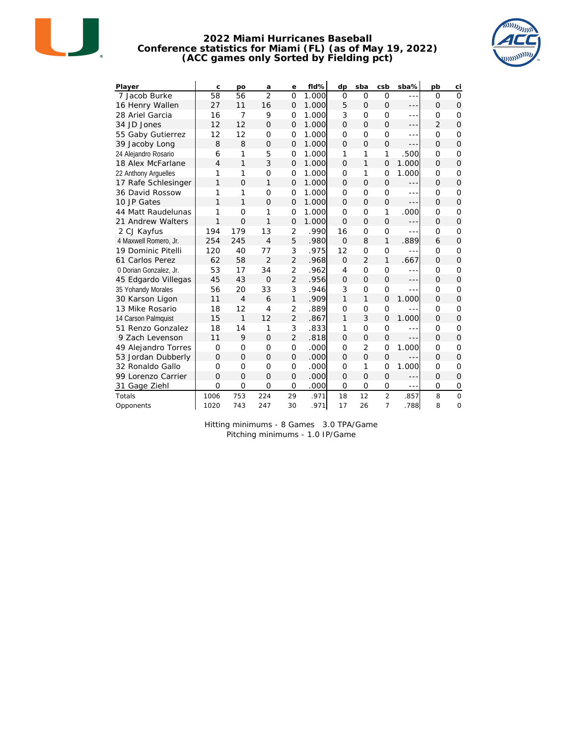# 2022 Miami Hurricanes Baseball
## Conference statistics for Miami (FL) (as of May 19, 2022)
## (ACC games only Sorted by Fielding pct)

| Player | c | po | a | e | fld% | dp | sba | csb | sba% | pb | ci |
|---|---|---|---|---|---|---|---|---|---|---|---|
| 7 Jacob Burke | 58 | 56 | 2 | 0 | 1.000 | 0 | 0 | 0 | --- | 0 | 0 |
| 16 Henry Wallen | 27 | 11 | 16 | 0 | 1.000 | 5 | 0 | 0 | --- | 0 | 0 |
| 28 Ariel Garcia | 16 | 7 | 9 | 0 | 1.000 | 3 | 0 | 0 | --- | 0 | 0 |
| 34 JD Jones | 12 | 12 | 0 | 0 | 1.000 | 0 | 0 | 0 | --- | 2 | 0 |
| 55 Gaby Gutierrez | 12 | 12 | 0 | 0 | 1.000 | 0 | 0 | 0 | --- | 0 | 0 |
| 39 Jacoby Long | 8 | 8 | 0 | 0 | 1.000 | 0 | 0 | 0 | --- | 0 | 0 |
| 24 Alejandro Rosario | 6 | 1 | 5 | 0 | 1.000 | 1 | 1 | 1 | .500 | 0 | 0 |
| 18 Alex McFarlane | 4 | 1 | 3 | 0 | 1.000 | 0 | 1 | 0 | 1.000 | 0 | 0 |
| 22 Anthony Arguelles | 1 | 1 | 0 | 0 | 1.000 | 0 | 1 | 0 | 1.000 | 0 | 0 |
| 17 Rafe Schlesinger | 1 | 0 | 1 | 0 | 1.000 | 0 | 0 | 0 | --- | 0 | 0 |
| 36 David Rossow | 1 | 1 | 0 | 0 | 1.000 | 0 | 0 | 0 | --- | 0 | 0 |
| 10 JP Gates | 1 | 1 | 0 | 0 | 1.000 | 0 | 0 | 0 | --- | 0 | 0 |
| 44 Matt Raudelunas | 1 | 0 | 1 | 0 | 1.000 | 0 | 0 | 1 | .000 | 0 | 0 |
| 21 Andrew Walters | 1 | 0 | 1 | 0 | 1.000 | 0 | 0 | 0 | --- | 0 | 0 |
| 2 CJ Kayfus | 194 | 179 | 13 | 2 | .990 | 16 | 0 | 0 | --- | 0 | 0 |
| 4 Maxwell Romero, Jr. | 254 | 245 | 4 | 5 | .980 | 0 | 8 | 1 | .889 | 6 | 0 |
| 19 Dominic Pitelli | 120 | 40 | 77 | 3 | .975 | 12 | 0 | 0 | --- | 0 | 0 |
| 61 Carlos Perez | 62 | 58 | 2 | 2 | .968 | 0 | 2 | 1 | .667 | 0 | 0 |
| 0 Dorian Gonzalez, Jr. | 53 | 17 | 34 | 2 | .962 | 4 | 0 | 0 | --- | 0 | 0 |
| 45 Edgardo Villegas | 45 | 43 | 0 | 2 | .956 | 0 | 0 | 0 | --- | 0 | 0 |
| 35 Yohandy Morales | 56 | 20 | 33 | 3 | .946 | 3 | 0 | 0 | --- | 0 | 0 |
| 30 Karson Ligon | 11 | 4 | 6 | 1 | .909 | 1 | 1 | 0 | 1.000 | 0 | 0 |
| 13 Mike Rosario | 18 | 12 | 4 | 2 | .889 | 0 | 0 | 0 | --- | 0 | 0 |
| 14 Carson Palmquist | 15 | 1 | 12 | 2 | .867 | 1 | 3 | 0 | 1.000 | 0 | 0 |
| 51 Renzo Gonzalez | 18 | 14 | 1 | 3 | .833 | 1 | 0 | 0 | --- | 0 | 0 |
| 9 Zach Levenson | 11 | 9 | 0 | 2 | .818 | 0 | 0 | 0 | --- | 0 | 0 |
| 49 Alejandro Torres | 0 | 0 | 0 | 0 | .000 | 0 | 2 | 0 | 1.000 | 0 | 0 |
| 53 Jordan Dubberly | 0 | 0 | 0 | 0 | .000 | 0 | 0 | 0 | --- | 0 | 0 |
| 32 Ronaldo Gallo | 0 | 0 | 0 | 0 | .000 | 0 | 1 | 0 | 1.000 | 0 | 0 |
| 99 Lorenzo Carrier | 0 | 0 | 0 | 0 | .000 | 0 | 0 | 0 | --- | 0 | 0 |
| 31 Gage Ziehl | 0 | 0 | 0 | 0 | .000 | 0 | 0 | 0 | --- | 0 | 0 |
| Totals | 1006 | 753 | 224 | 29 | .971 | 18 | 12 | 2 | .857 | 8 | 0 |
| Opponents | 1020 | 743 | 247 | 30 | .971 | 17 | 26 | 7 | .788 | 8 | 0 |

Hitting minimums - 8 Games 3.0 TPA/Game
Pitching minimums - 1.0 IP/Game